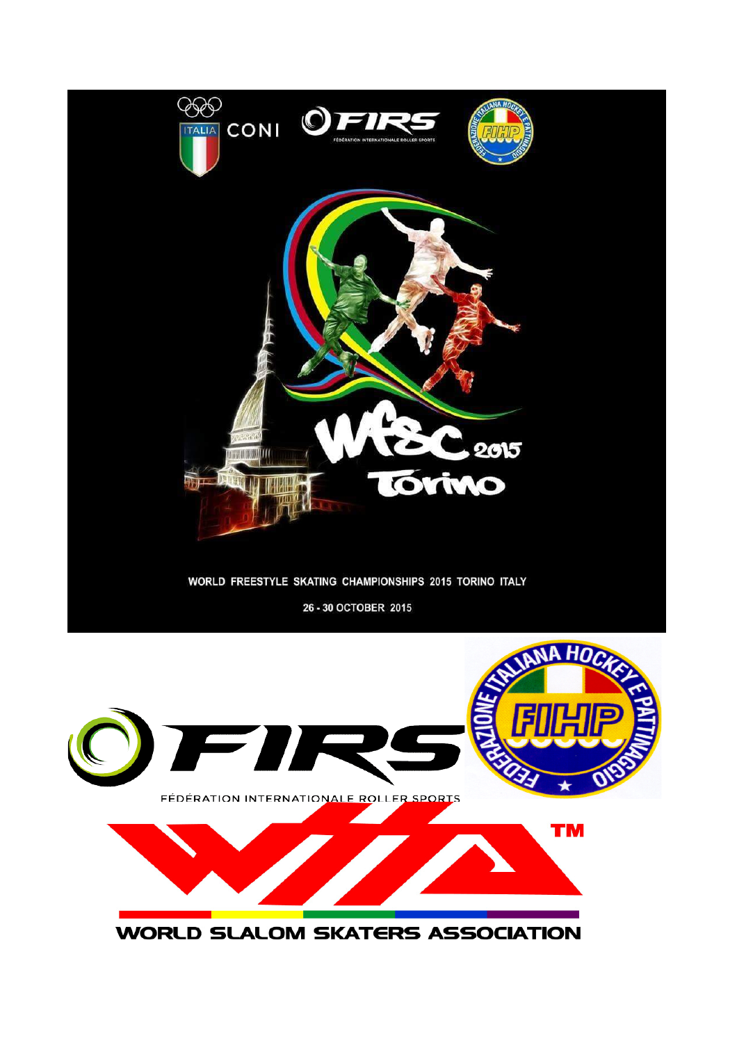WORLD FREESTYLE SKATING CHAMPIONSHIPS 2015 TORINO ITALY

26 - 30 OCTOBER 2015

FÉDÉRATION INTERNATIONALE ROLLER SPORTS

WORLD SLALOM SKATERS ASSOCIATION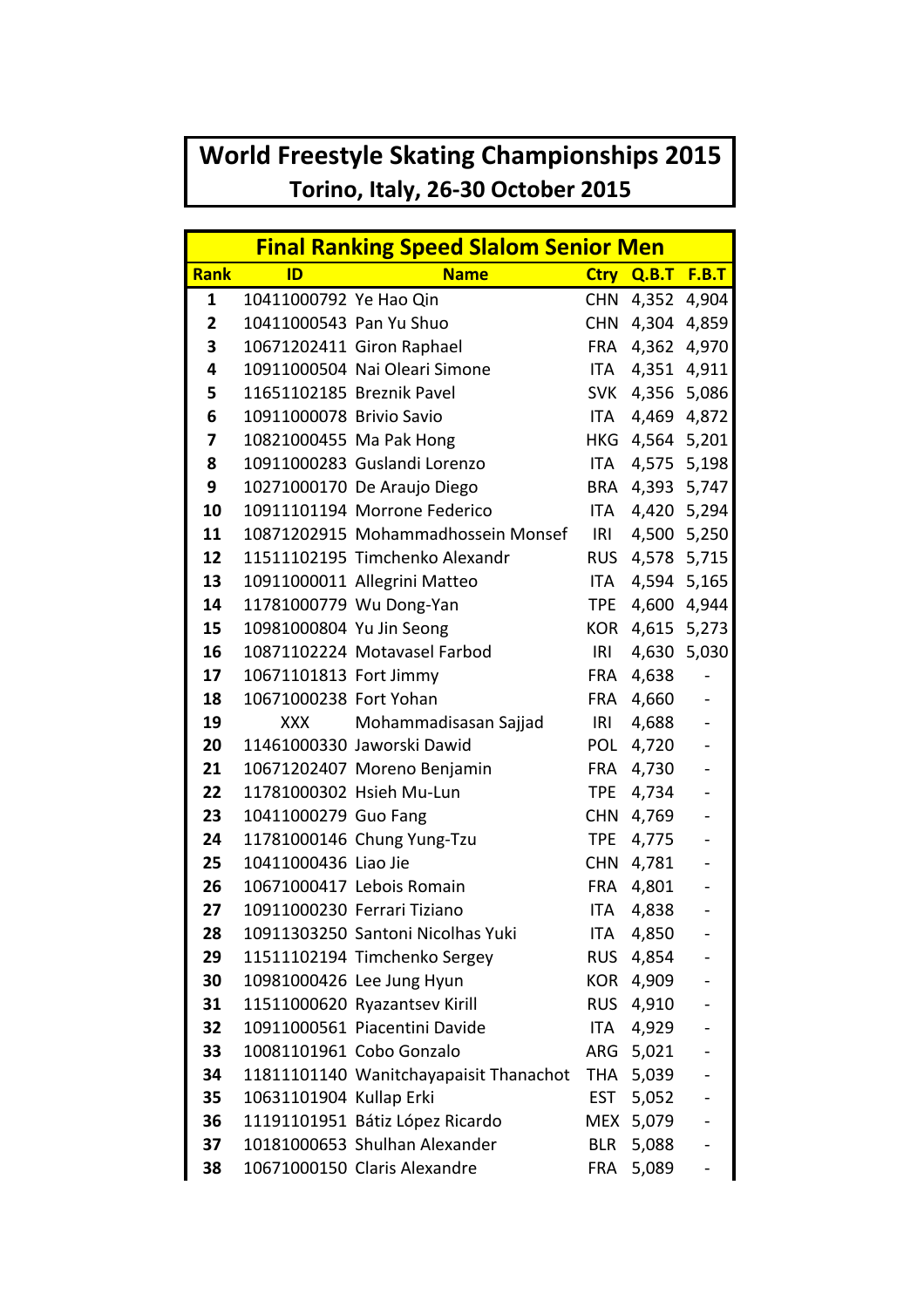# World Freestyle Skating Championships 2015

## Torino, Italy, 26-30 October 2015

### Final Ranking Speed Slalom Senior Men

| Rank | ID | Name | Ctry | Q.B.T | F.B.T |
|---|---|---|---|---|---|
| 1 | 10411000792 | Ye Hao Qin | CHN | 4,352 | 4,904 |
| 2 | 10411000543 | Pan Yu Shuo | CHN | 4,304 | 4,859 |
| 3 | 10671202411 | Giron Raphael | FRA | 4,362 | 4,970 |
| 4 | 10911000504 | Nai Oleari Simone | ITA | 4,351 | 4,911 |
| 5 | 11651102185 | Breznik Pavel | SVK | 4,356 | 5,086 |
| 6 | 10911000078 | Brivio Savio | ITA | 4,469 | 4,872 |
| 7 | 10821000455 | Ma Pak Hong | HKG | 4,564 | 5,201 |
| 8 | 10911000283 | Guslandi Lorenzo | ITA | 4,575 | 5,198 |
| 9 | 10271000170 | De Araujo Diego | BRA | 4,393 | 5,747 |
| 10 | 10911101194 | Morrone Federico | ITA | 4,420 | 5,294 |
| 11 | 10871202915 | Mohammadhossein Monsef | IRI | 4,500 | 5,250 |
| 12 | 11511102195 | Timchenko Alexandr | RUS | 4,578 | 5,715 |
| 13 | 10911000011 | Allegrini Matteo | ITA | 4,594 | 5,165 |
| 14 | 11781000779 | Wu Dong-Yan | TPE | 4,600 | 4,944 |
| 15 | 10981000804 | Yu Jin Seong | KOR | 4,615 | 5,273 |
| 16 | 10871102224 | Motavasel Farbod | IRI | 4,630 | 5,030 |
| 17 | 10671101813 | Fort Jimmy | FRA | 4,638 | - |
| 18 | 10671000238 | Fort Yohan | FRA | 4,660 | - |
| 19 | XXX | Mohammadisasan Sajjad | IRI | 4,688 | - |
| 20 | 11461000330 | Jaworski Dawid | POL | 4,720 | - |
| 21 | 10671202407 | Moreno Benjamin | FRA | 4,730 | - |
| 22 | 11781000302 | Hsieh Mu-Lun | TPE | 4,734 | - |
| 23 | 10411000279 | Guo Fang | CHN | 4,769 | - |
| 24 | 11781000146 | Chung Yung-Tzu | TPE | 4,775 | - |
| 25 | 10411000436 | Liao Jie | CHN | 4,781 | - |
| 26 | 10671000417 | Lebois Romain | FRA | 4,801 | - |
| 27 | 10911000230 | Ferrari Tiziano | ITA | 4,838 | - |
| 28 | 10911303250 | Santoni Nicolhas Yuki | ITA | 4,850 | - |
| 29 | 11511102194 | Timchenko Sergey | RUS | 4,854 | - |
| 30 | 10981000426 | Lee Jung Hyun | KOR | 4,909 | - |
| 31 | 11511000620 | Ryazantsev Kirill | RUS | 4,910 | - |
| 32 | 10911000561 | Piacentini Davide | ITA | 4,929 | - |
| 33 | 10081101961 | Cobo Gonzalo | ARG | 5,021 | - |
| 34 | 11811101140 | Wanitchayapaisit Thanachot | THA | 5,039 | - |
| 35 | 10631101904 | Kullap Erki | EST | 5,052 | - |
| 36 | 11191101951 | Bátiz López Ricardo | MEX | 5,079 | - |
| 37 | 10181000653 | Shulhan Alexander | BLR | 5,088 | - |
| 38 | 10671000150 | Claris Alexandre | FRA | 5,089 | - |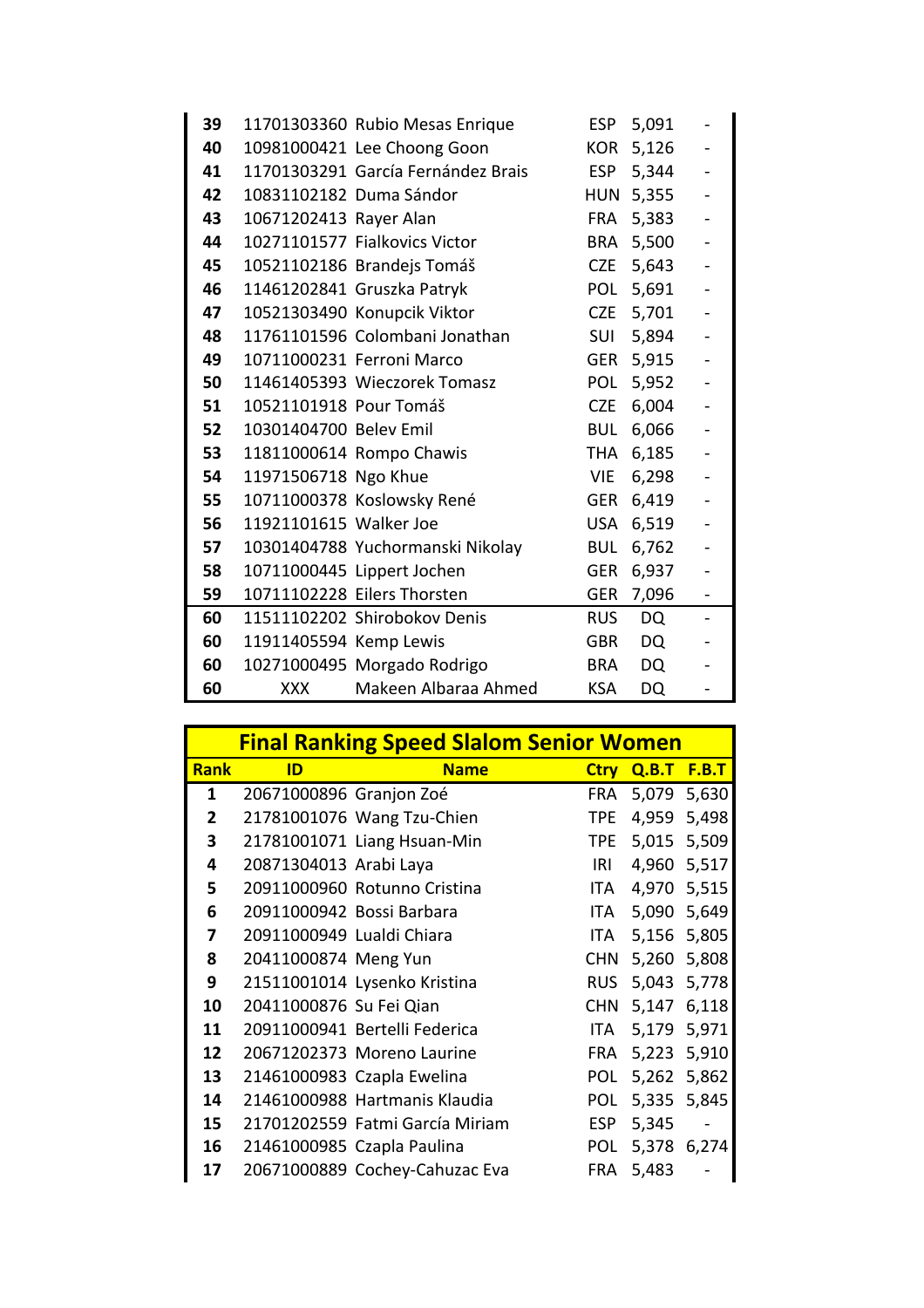| | | | | | |
|---|---|---|---|---|---|
| **39** | 11701303360 | Rubio Mesas Enrique | ESP | 5,091 | - |
| **40** | 10981000421 | Lee Choong Goon | KOR | 5,126 | - |
| **41** | 11701303291 | García Fernández Brais | ESP | 5,344 | - |
| **42** | 10831102182 | Duma Sándor | HUN | 5,355 | - |
| **43** | 10671202413 | Rayer Alan | FRA | 5,383 | - |
| **44** | 10271101577 | Fialkovics Victor | BRA | 5,500 | - |
| **45** | 10521102186 | Brandejs Tomáš | CZE | 5,643 | - |
| **46** | 11461202841 | Gruszka Patryk | POL | 5,691 | - |
| **47** | 10521303490 | Konupcik Viktor | CZE | 5,701 | - |
| **48** | 11761101596 | Colombani Jonathan | SUI | 5,894 | - |
| **49** | 10711000231 | Ferroni Marco | GER | 5,915 | - |
| **50** | 11461405393 | Wieczorek Tomasz | POL | 5,952 | - |
| **51** | 10521101918 | Pour Tomáš | CZE | 6,004 | - |
| **52** | 10301404700 | Belev Emil | BUL | 6,066 | - |
| **53** | 11811000614 | Rompo Chawis | THA | 6,185 | - |
| **54** | 11971506718 | Ngo Khue | VIE | 6,298 | - |
| **55** | 10711000378 | Koslowsky René | GER | 6,419 | - |
| **56** | 11921101615 | Walker Joe | USA | 6,519 | - |
| **57** | 10301404788 | Yuchormanski Nikolay | BUL | 6,762 | - |
| **58** | 10711000445 | Lippert Jochen | GER | 6,937 | - |
| **59** | 10711102228 | Eilers Thorsten | GER | 7,096 | - |
| **60** | 11511102202 | Shirobokov Denis | RUS | DQ | - |
| **60** | 11911405594 | Kemp Lewis | GBR | DQ | - |
| **60** | 10271000495 | Morgado Rodrigo | BRA | DQ | - |
| **60** | XXX | Makeen Albaraa Ahmed | KSA | DQ | - |

## Final Ranking Speed Slalom Senior Women

| Rank | ID | Name | Ctry | Q.B.T | F.B.T |
|---|---|---|---|---|---|
| **1** | 20671000896 | Granjon Zoé | FRA | 5,079 | 5,630 |
| **2** | 21781001076 | Wang Tzu-Chien | TPE | 4,959 | 5,498 |
| **3** | 21781001071 | Liang Hsuan-Min | TPE | 5,015 | 5,509 |
| **4** | 20871304013 | Arabi Laya | IRI | 4,960 | 5,517 |
| **5** | 20911000960 | Rotunno Cristina | ITA | 4,970 | 5,515 |
| **6** | 20911000942 | Bossi Barbara | ITA | 5,090 | 5,649 |
| **7** | 20911000949 | Lualdi Chiara | ITA | 5,156 | 5,805 |
| **8** | 20411000874 | Meng Yun | CHN | 5,260 | 5,808 |
| **9** | 21511001014 | Lysenko Kristina | RUS | 5,043 | 5,778 |
| **10** | 20411000876 | Su Fei Qian | CHN | 5,147 | 6,118 |
| **11** | 20911000941 | Bertelli Federica | ITA | 5,179 | 5,971 |
| **12** | 20671202373 | Moreno Laurine | FRA | 5,223 | 5,910 |
| **13** | 21461000983 | Czapla Ewelina | POL | 5,262 | 5,862 |
| **14** | 21461000988 | Hartmanis Klaudia | POL | 5,335 | 5,845 |
| **15** | 21701202559 | Fatmi García Miriam | ESP | 5,345 | - |
| **16** | 21461000985 | Czapla Paulina | POL | 5,378 | 6,274 |
| **17** | 20671000889 | Cochey-Cahuzac Eva | FRA | 5,483 | - |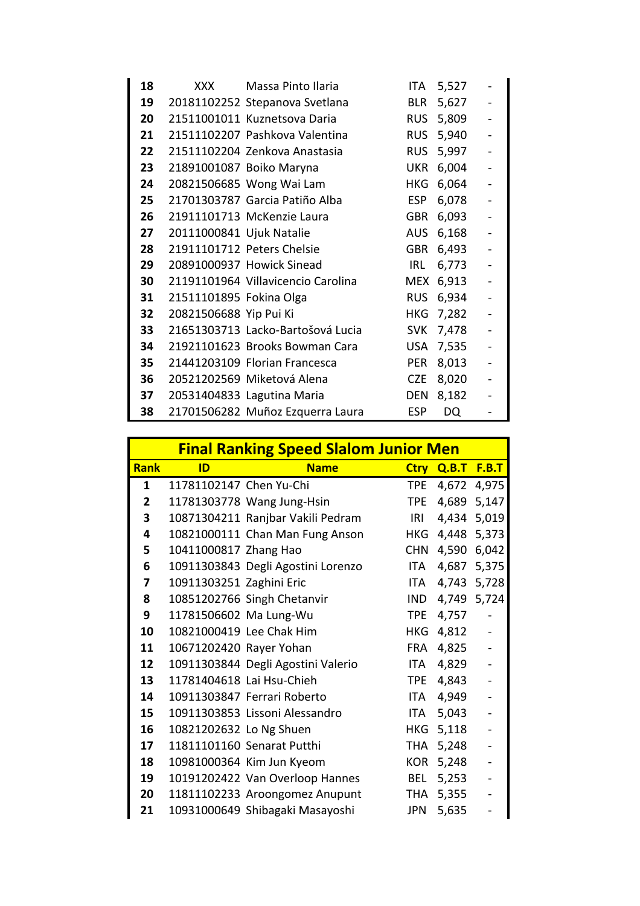| | | | | | |
|---|---|---|---|---|---|
| 18 | XXX | Massa Pinto Ilaria | ITA | 5,527 | - |
| 19 | 20181102252 | Stepanova Svetlana | BLR | 5,627 | - |
| 20 | 21511001011 | Kuznetsova Daria | RUS | 5,809 | - |
| 21 | 21511102207 | Pashkova Valentina | RUS | 5,940 | - |
| 22 | 21511102204 | Zenkova Anastasia | RUS | 5,997 | - |
| 23 | 21891001087 | Boiko Maryna | UKR | 6,004 | - |
| 24 | 20821506685 | Wong Wai Lam | HKG | 6,064 | - |
| 25 | 21701303787 | Garcia Patiño Alba | ESP | 6,078 | - |
| 26 | 21911101713 | McKenzie Laura | GBR | 6,093 | - |
| 27 | 20111000841 | Ujuk Natalie | AUS | 6,168 | - |
| 28 | 21911101712 | Peters Chelsie | GBR | 6,493 | - |
| 29 | 20891000937 | Howick Sinead | IRL | 6,773 | - |
| 30 | 21191101964 | Villavicencio Carolina | MEX | 6,913 | - |
| 31 | 21511101895 | Fokina Olga | RUS | 6,934 | - |
| 32 | 20821506688 | Yip Pui Ki | HKG | 7,282 | - |
| 33 | 21651303713 | Lacko-Bartošová Lucia | SVK | 7,478 | - |
| 34 | 21921101623 | Brooks Bowman Cara | USA | 7,535 | - |
| 35 | 21441203109 | Florian Francesca | PER | 8,013 | - |
| 36 | 20521202569 | Miketová Alena | CZE | 8,020 | - |
| 37 | 20531404833 | Lagutina Maria | DEN | 8,182 | - |
| 38 | 21701506282 | Muñoz Ezquerra Laura | ESP | DQ | - |

## Final Ranking Speed Slalom Junior Men

| Rank | ID | Name | Ctry | Q.B.T | F.B.T |
|---|---|---|---|---|---|
| 1 | 11781102147 | Chen Yu-Chi | TPE | 4,672 | 4,975 |
| 2 | 11781303778 | Wang Jung-Hsin | TPE | 4,689 | 5,147 |
| 3 | 10871304211 | Ranjbar Vakili Pedram | IRI | 4,434 | 5,019 |
| 4 | 10821000111 | Chan Man Fung Anson | HKG | 4,448 | 5,373 |
| 5 | 10411000817 | Zhang Hao | CHN | 4,590 | 6,042 |
| 6 | 10911303843 | Degli Agostini Lorenzo | ITA | 4,687 | 5,375 |
| 7 | 10911303251 | Zaghini Eric | ITA | 4,743 | 5,728 |
| 8 | 10851202766 | Singh Chetanvir | IND | 4,749 | 5,724 |
| 9 | 11781506602 | Ma Lung-Wu | TPE | 4,757 | - |
| 10 | 10821000419 | Lee Chak Him | HKG | 4,812 | - |
| 11 | 10671202420 | Rayer Yohan | FRA | 4,825 | - |
| 12 | 10911303844 | Degli Agostini Valerio | ITA | 4,829 | - |
| 13 | 11781404618 | Lai Hsu-Chieh | TPE | 4,843 | - |
| 14 | 10911303847 | Ferrari Roberto | ITA | 4,949 | - |
| 15 | 10911303853 | Lissoni Alessandro | ITA | 5,043 | - |
| 16 | 10821202632 | Lo Ng Shuen | HKG | 5,118 | - |
| 17 | 11811101160 | Senarat Putthi | THA | 5,248 | - |
| 18 | 10981000364 | Kim Jun Kyeom | KOR | 5,248 | - |
| 19 | 10191202422 | Van Overloop Hannes | BEL | 5,253 | - |
| 20 | 11811102233 | Aroongomez Anupunt | THA | 5,355 | - |
| 21 | 10931000649 | Shibagaki Masayoshi | JPN | 5,635 | - |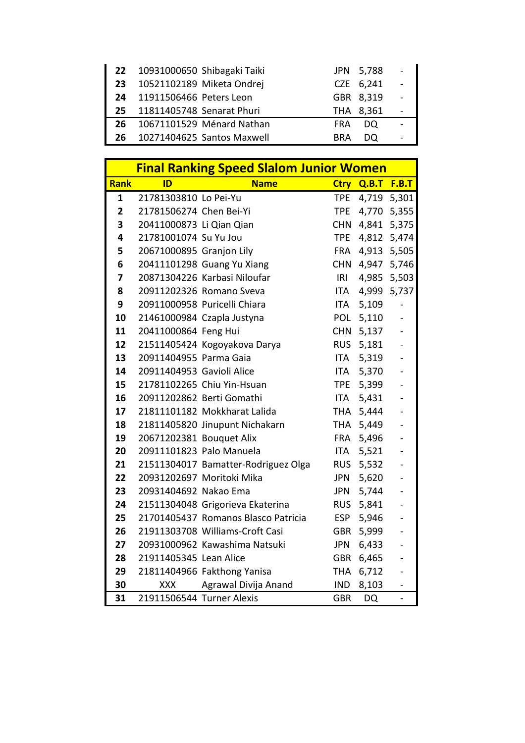| | | | | | |
|---|---|---|---|---|---|
| **22** | 10931000650 | Shibagaki Taiki | JPN | 5,788 | - |
| **23** | 10521102189 | Miketa Ondrej | CZE | 6,241 | - |
| **24** | 11911506466 | Peters Leon | GBR | 8,319 | - |
| **25** | 11811405748 | Senarat Phuri | THA | 8,361 | - |
| **26** | 10671101529 | Ménard Nathan | FRA | DQ | - |
| **26** | 10271404625 | Santos Maxwell | BRA | DQ | - |

## Final Ranking Speed Slalom Junior Women

| Rank | ID | Name | Ctry | Q.B.T | F.B.T |
|---|---|---|---|---|---|
| **1** | 21781303810 | Lo Pei-Yu | TPE | 4,719 | 5,301 |
| **2** | 21781506274 | Chen Bei-Yi | TPE | 4,770 | 5,355 |
| **3** | 20411000873 | Li Qian Qian | CHN | 4,841 | 5,375 |
| **4** | 21781001074 | Su Yu Jou | TPE | 4,812 | 5,474 |
| **5** | 20671000895 | Granjon Lily | FRA | 4,913 | 5,505 |
| **6** | 20411101298 | Guang Yu Xiang | CHN | 4,947 | 5,746 |
| **7** | 20871304226 | Karbasi Niloufar | IRI | 4,985 | 5,503 |
| **8** | 20911202326 | Romano Sveva | ITA | 4,999 | 5,737 |
| **9** | 20911000958 | Puricelli Chiara | ITA | 5,109 | - |
| **10** | 21461000984 | Czapla Justyna | POL | 5,110 | - |
| **11** | 20411000864 | Feng Hui | CHN | 5,137 | - |
| **12** | 21511405424 | Kogoyakova Darya | RUS | 5,181 | - |
| **13** | 20911404955 | Parma Gaia | ITA | 5,319 | - |
| **14** | 20911404953 | Gavioli Alice | ITA | 5,370 | - |
| **15** | 21781102265 | Chiu Yin-Hsuan | TPE | 5,399 | - |
| **16** | 20911202862 | Berti Gomathi | ITA | 5,431 | - |
| **17** | 21811101182 | Mokkharat Lalida | THA | 5,444 | - |
| **18** | 21811405820 | Jinupunt Nichakarn | THA | 5,449 | - |
| **19** | 20671202381 | Bouquet Alix | FRA | 5,496 | - |
| **20** | 20911101823 | Palo Manuela | ITA | 5,521 | - |
| **21** | 21511304017 | Bamatter-Rodriguez Olga | RUS | 5,532 | - |
| **22** | 20931202697 | Moritoki Mika | JPN | 5,620 | - |
| **23** | 20931404692 | Nakao Ema | JPN | 5,744 | - |
| **24** | 21511304048 | Grigorieva Ekaterina | RUS | 5,841 | - |
| **25** | 21701405437 | Romanos Blasco Patricia | ESP | 5,946 | - |
| **26** | 21911303708 | Williams-Croft Casi | GBR | 5,999 | - |
| **27** | 20931000962 | Kawashima Natsuki | JPN | 6,433 | - |
| **28** | 21911405345 | Lean Alice | GBR | 6,465 | - |
| **29** | 21811404966 | Fakthong Yanisa | THA | 6,712 | - |
| **30** | XXX | Agrawal Divija Anand | IND | 8,103 | - |
| **31** | 21911506544 | Turner Alexis | GBR | DQ | - |